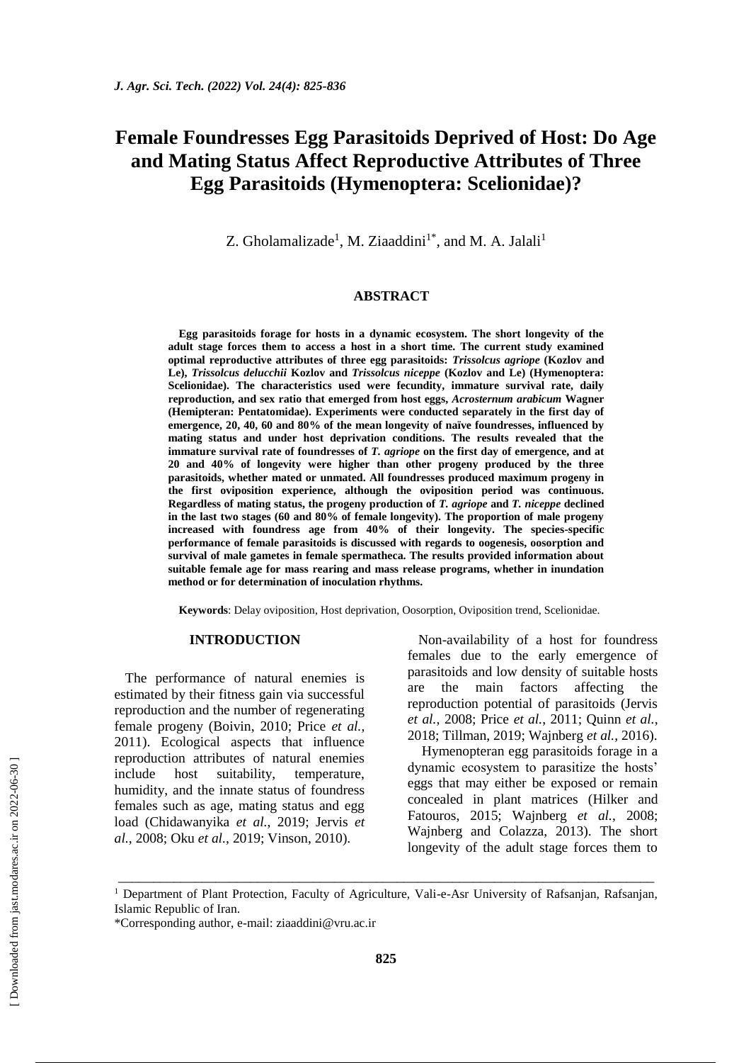# Female Foundresses Egg Parasitoids Deprived of Host: Do Age and Mating Status Affect Reproductive Attributes of Three Egg Parasitoids (Hymenoptera: Scelionidae)?

Z. Gholamalizade[1], M. Ziaaddini[1*], and M. A. Jalali[1]

## ABSTRACT

**Egg parasitoids forage for hosts in a dynamic ecosystem. The short longevity of the adult stage forces them to access a host in a short time. The current study examined optimal reproductive attributes of three egg parasitoids: *Trissolcus agriope* (Kozlov and Le), *Trissolcus delucchii* Kozlov and *Trissolcus niceppe* (Kozlov and Le) (Hymenoptera: Scelionidae). The characteristics used were fecundity, immature survival rate, daily reproduction, and sex ratio that emerged from host eggs, *Acrosternum arabicum* Wagner (Hemipteran: Pentatomidae). Experiments were conducted separately in the first day of emergence, 20, 40, 60 and 80% of the mean longevity of naïve foundresses, influenced by mating status and under host deprivation conditions. The results revealed that the immature survival rate of foundresses of *T. agriope* on the first day of emergence, and at 20 and 40% of longevity were higher than other progeny produced by the three parasitoids, whether mated or unmated. All foundresses produced maximum progeny in the first oviposition experience, although the oviposition period was continuous. Regardless of mating status, the progeny production of *T. agriope* and *T. niceppe* declined in the last two stages (60 and 80% of female longevity). The proportion of male progeny increased with foundress age from 40% of their longevity. The species-specific performance of female parasitoids is discussed with regards to oogenesis, oosorption and survival of male gametes in female spermatheca. The results provided information about suitable female age for mass rearing and mass release programs, whether in inundation method or for determination of inoculation rhythms.**

**Keywords**: Delay oviposition, Host deprivation, Oosorption, Oviposition trend, Scelionidae.

## INTRODUCTION

The performance of natural enemies is estimated by their fitness gain via successful reproduction and the number of regenerating female progeny (Boivin, 2010; Price *et al.*, 2011). Ecological aspects that influence reproduction attributes of natural enemies include host suitability, temperature, humidity, and the innate status of foundress females such as age, mating status and egg load (Chidawanyika *et al.*, 2019; Jervis *et al.*, 2008; Oku *et al.*, 2019; Vinson, 2010).

Non-availability of a host for foundress females due to the early emergence of parasitoids and low density of suitable hosts are the main factors affecting the reproduction potential of parasitoids (Jervis *et al.*, 2008; Price *et al.*, 2011; Quinn *et al.*, 2018; Tillman, 2019; Wajnberg *et al.*, 2016).

Hymenopteran egg parasitoids forage in a dynamic ecosystem to parasitize the hosts' eggs that may either be exposed or remain concealed in plant matrices (Hilker and Fatouros, 2015; Wajnberg *et al.*, 2008; Wajnberg and Colazza, 2013). The short longevity of the adult stage forces them to

---

[1] Department of Plant Protection, Faculty of Agriculture, Vali-e-Asr University of Rafsanjan, Rafsanjan, Islamic Republic of Iran.

*Corresponding author, e-mail: ziaaddini@vru.ac.ir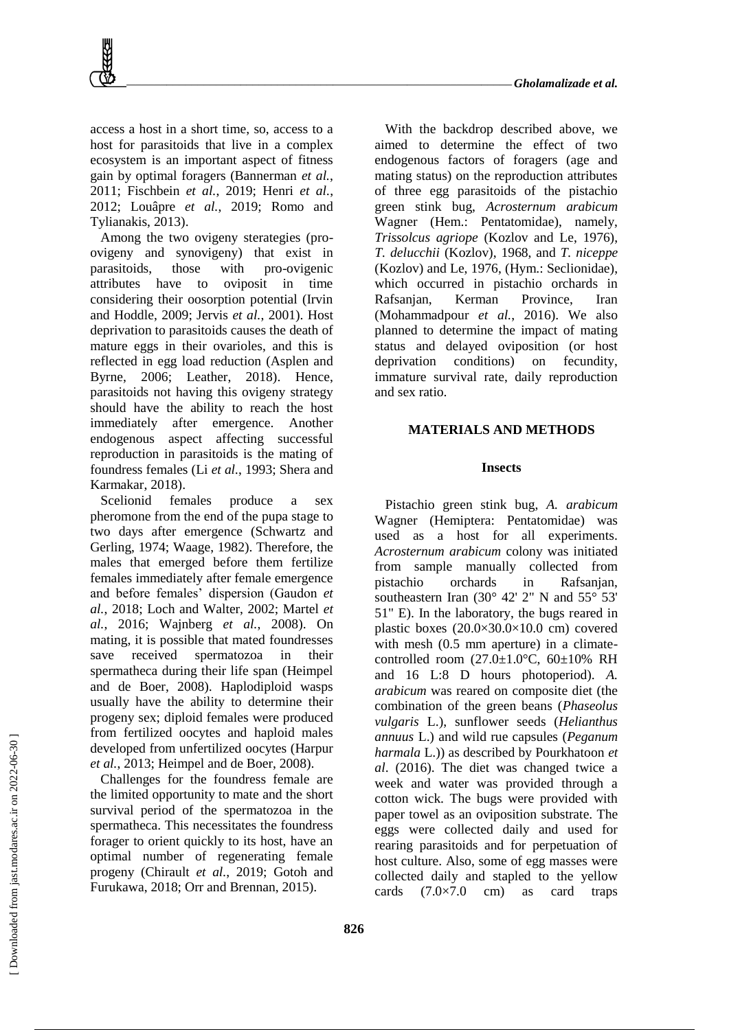access a host in a short time, so, access to a host for parasitoids that live in a complex ecosystem is an important aspect of fitness gain by optimal foragers (Bannerman *et al.*, 2011; Fischbein *et al.*, 2019; Henri *et al.*, 2012; Louâpre *et al.*, 2019; Romo and Tylianakis, 2013).

Among the two ovigeny sterategies (pro-ovigeny and synovigeny) that exist in parasitoids, those with pro-ovigenic attributes have to oviposit in time considering their oosorption potential (Irvin and Hoddle, 2009; Jervis *et al.*, 2001). Host deprivation to parasitoids causes the death of mature eggs in their ovarioles, and this is reflected in egg load reduction (Asplen and Byrne, 2006; Leather, 2018). Hence, parasitoids not having this ovigeny strategy should have the ability to reach the host immediately after emergence. Another endogenous aspect affecting successful reproduction in parasitoids is the mating of foundress females (Li *et al.*, 1993; Shera and Karmakar, 2018).

Scelionid females produce a sex pheromone from the end of the pupa stage to two days after emergence (Schwartz and Gerling, 1974; Waage, 1982). Therefore, the males that emerged before them fertilize females immediately after female emergence and before females' dispersion (Gaudon *et al.*, 2018; Loch and Walter, 2002; Martel *et al.*, 2016; Wajnberg *et al.*, 2008). On mating, it is possible that mated foundresses save received spermatozoa in their spermatheca during their life span (Heimpel and de Boer, 2008). Haplodiploid wasps usually have the ability to determine their progeny sex; diploid females were produced from fertilized oocytes and haploid males developed from unfertilized oocytes (Harpur *et al.*, 2013; Heimpel and de Boer, 2008).

Challenges for the foundress female are the limited opportunity to mate and the short survival period of the spermatozoa in the spermatheca. This necessitates the foundress forager to orient quickly to its host, have an optimal number of regenerating female progeny (Chirault *et al.*, 2019; Gotoh and Furukawa, 2018; Orr and Brennan, 2015).

With the backdrop described above, we aimed to determine the effect of two endogenous factors of foragers (age and mating status) on the reproduction attributes of three egg parasitoids of the pistachio green stink bug, *Acrosternum arabicum* Wagner (Hem.: Pentatomidae), namely, *Trissolcus agriope* (Kozlov and Le, 1976), *T. delucchii* (Kozlov), 1968, and *T. niceppe* (Kozlov) and Le, 1976, (Hym.: Seclionidae), which occurred in pistachio orchards in Rafsanjan, Kerman Province, Iran (Mohammadpour *et al.*, 2016). We also planned to determine the impact of mating status and delayed oviposition (or host deprivation conditions) on fecundity, immature survival rate, daily reproduction and sex ratio.

## MATERIALS AND METHODS

### Insects

Pistachio green stink bug, *A. arabicum* Wagner (Hemiptera: Pentatomidae) was used as a host for all experiments. *Acrosternum arabicum* colony was initiated from sample manually collected from pistachio orchards in Rafsanjan, southeastern Iran (30° 42' 2" N and 55° 53' 51" E). In the laboratory, the bugs reared in plastic boxes (20.0×30.0×10.0 cm) covered with mesh (0.5 mm aperture) in a climate-controlled room (27.0±1.0°C, 60±10% RH and 16 L:8 D hours photoperiod). *A. arabicum* was reared on composite diet (the combination of the green beans (*Phaseolus vulgaris* L.), sunflower seeds (*Helianthus annuus* L.) and wild rue capsules (*Peganum harmala* L.)) as described by Pourkhatoon *et al*. (2016). The diet was changed twice a week and water was provided through a cotton wick. The bugs were provided with paper towel as an oviposition substrate. The eggs were collected daily and used for rearing parasitoids and for perpetuation of host culture. Also, some of egg masses were collected daily and stapled to the yellow cards (7.0×7.0 cm) as card traps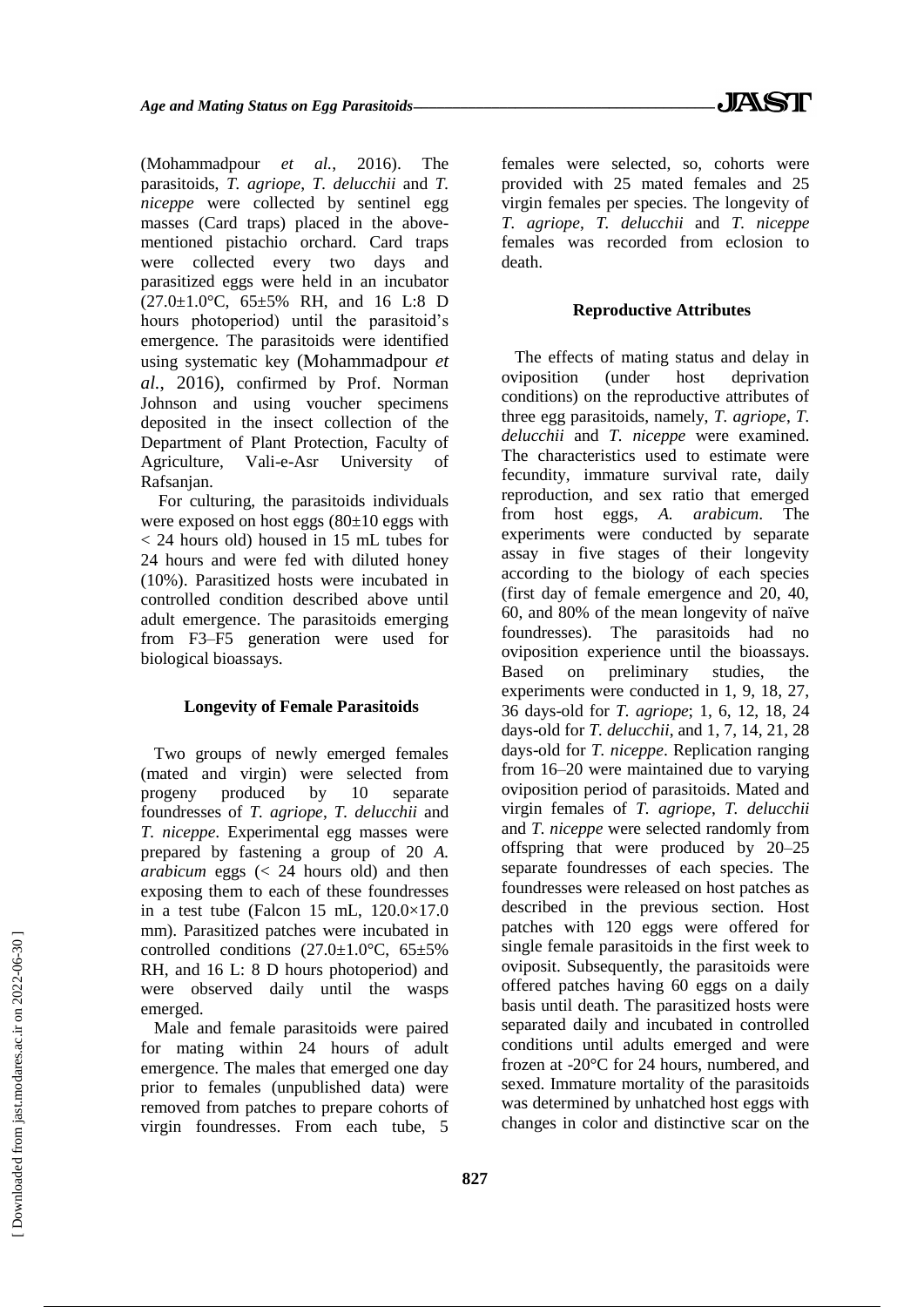(Mohammadpour *et al.*, 2016). The parasitoids, *T. agriope*, *T. delucchii* and *T. niceppe* were collected by sentinel egg masses (Card traps) placed in the above-mentioned pistachio orchard. Card traps were collected every two days and parasitized eggs were held in an incubator (27.0±1.0°C, 65±5% RH, and 16 L:8 D hours photoperiod) until the parasitoid's emergence. The parasitoids were identified using systematic key (Mohammadpour *et al.*, 2016), confirmed by Prof. Norman Johnson and using voucher specimens deposited in the insect collection of the Department of Plant Protection, Faculty of Agriculture, Vali-e-Asr University of Rafsanjan.

For culturing, the parasitoids individuals were exposed on host eggs (80±10 eggs with < 24 hours old) housed in 15 mL tubes for 24 hours and were fed with diluted honey (10%). Parasitized hosts were incubated in controlled condition described above until adult emergence. The parasitoids emerging from F3–F5 generation were used for biological bioassays.

### Longevity of Female Parasitoids

Two groups of newly emerged females (mated and virgin) were selected from progeny produced by 10 separate foundresses of *T. agriope*, *T. delucchii* and *T. niceppe*. Experimental egg masses were prepared by fastening a group of 20 *A. arabicum* eggs (< 24 hours old) and then exposing them to each of these foundresses in a test tube (Falcon 15 mL, 120.0×17.0 mm). Parasitized patches were incubated in controlled conditions (27.0±1.0°C, 65±5% RH, and 16 L: 8 D hours photoperiod) and were observed daily until the wasps emerged.

Male and female parasitoids were paired for mating within 24 hours of adult emergence. The males that emerged one day prior to females (unpublished data) were removed from patches to prepare cohorts of virgin foundresses. From each tube, 5 females were selected, so, cohorts were provided with 25 mated females and 25 virgin females per species. The longevity of *T. agriope*, *T. delucchii* and *T. niceppe* females was recorded from eclosion to death.

### Reproductive Attributes

The effects of mating status and delay in oviposition (under host deprivation conditions) on the reproductive attributes of three egg parasitoids, namely, *T. agriope*, *T. delucchii* and *T. niceppe* were examined. The characteristics used to estimate were fecundity, immature survival rate, daily reproduction, and sex ratio that emerged from host eggs, *A. arabicum*. The experiments were conducted by separate assay in five stages of their longevity according to the biology of each species (first day of female emergence and 20, 40, 60, and 80% of the mean longevity of naïve foundresses). The parasitoids had no oviposition experience until the bioassays. Based on preliminary studies, the experiments were conducted in 1, 9, 18, 27, 36 days-old for *T. agriope*; 1, 6, 12, 18, 24 days-old for *T. delucchii*, and 1, 7, 14, 21, 28 days-old for *T. niceppe*. Replication ranging from 16–20 were maintained due to varying oviposition period of parasitoids. Mated and virgin females of *T. agriope*, *T. delucchii* and *T. niceppe* were selected randomly from offspring that were produced by 20–25 separate foundresses of each species. The foundresses were released on host patches as described in the previous section. Host patches with 120 eggs were offered for single female parasitoids in the first week to oviposit. Subsequently, the parasitoids were offered patches having 60 eggs on a daily basis until death. The parasitized hosts were separated daily and incubated in controlled conditions until adults emerged and were frozen at -20°C for 24 hours, numbered, and sexed. Immature mortality of the parasitoids was determined by unhatched host eggs with changes in color and distinctive scar on the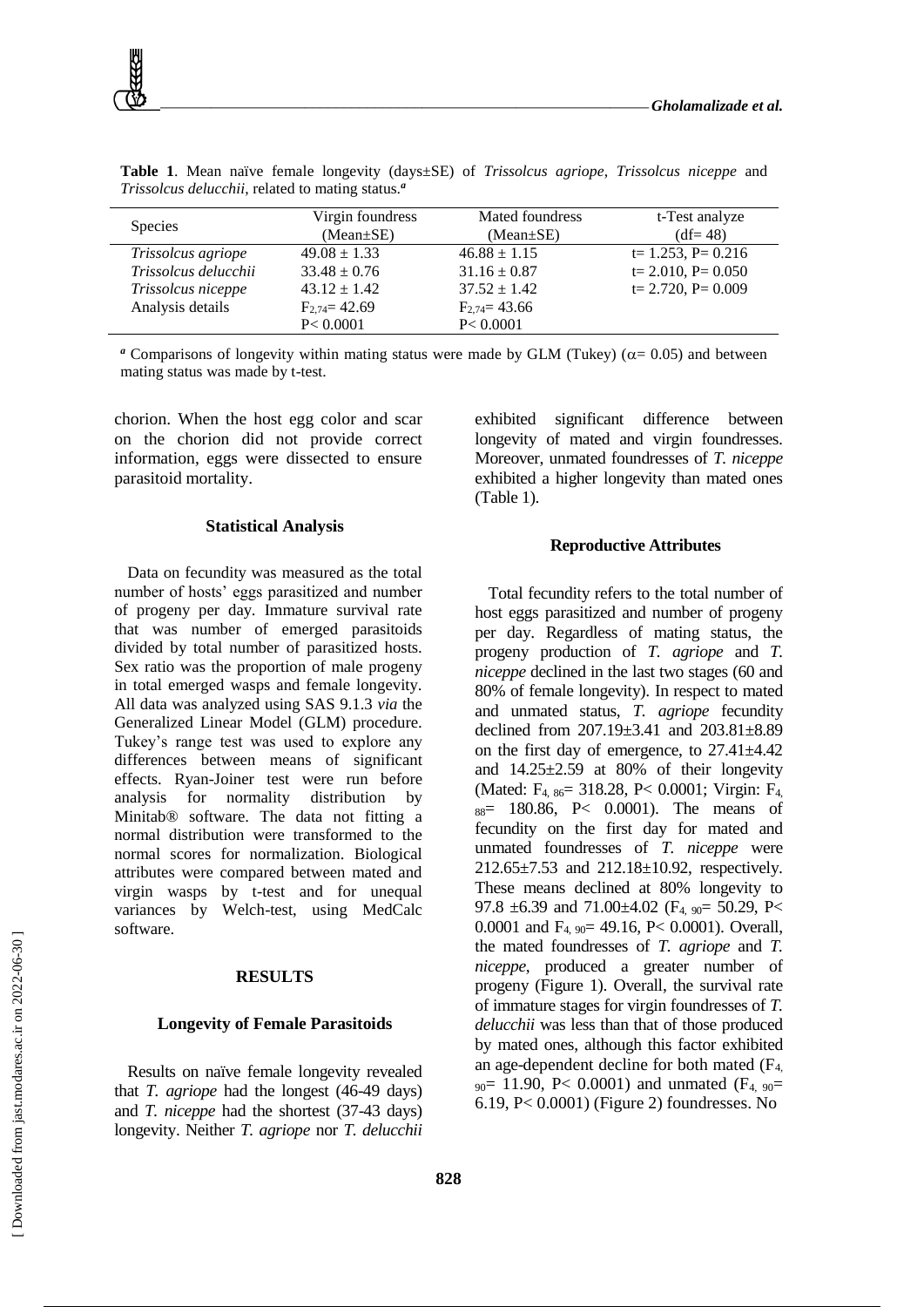**Table 1**. Mean naïve female longevity (days±SE) of *Trissolcus agriope*, *Trissolcus niceppe* and *Trissolcus delucchii*, related to mating status.[a]

| Species | Virgin foundress (Mean±SE) | Mated foundress (Mean±SE) | t-Test analyze (df= 48) |
|---|---|---|---|
| *Trissolcus agriope* | 49.08 ± 1.33 | 46.88 ± 1.15 | t= 1.253, P= 0.216 |
| *Trissolcus delucchii* | 33.48 ± 0.76 | 31.16 ± 0.87 | t= 2.010, P= 0.050 |
| *Trissolcus niceppe* | 43.12 ± 1.42 | 37.52 ± 1.42 | t= 2.720, P= 0.009 |
| Analysis details | $F_{2,74}$= 42.69 P< 0.0001 | $F_{2,74}$= 43.66 P< 0.0001 | |

[a] Comparisons of longevity within mating status were made by GLM (Tukey) ($\alpha$= 0.05) and between mating status was made by t-test.

chorion. When the host egg color and scar on the chorion did not provide correct information, eggs were dissected to ensure parasitoid mortality.

### Statistical Analysis

Data on fecundity was measured as the total number of hosts' eggs parasitized and number of progeny per day. Immature survival rate that was number of emerged parasitoids divided by total number of parasitized hosts. Sex ratio was the proportion of male progeny in total emerged wasps and female longevity. All data was analyzed using SAS 9.1.3 *via* the Generalized Linear Model (GLM) procedure. Tukey's range test was used to explore any differences between means of significant effects. Ryan-Joiner test were run before analysis for normality distribution by Minitab® software. The data not fitting a normal distribution were transformed to the normal scores for normalization. Biological attributes were compared between mated and virgin wasps by t-test and for unequal variances by Welch-test, using MedCalc software.

## RESULTS

### Longevity of Female Parasitoids

Results on naïve female longevity revealed that *T. agriope* had the longest (46-49 days) and *T. niceppe* had the shortest (37-43 days) longevity. Neither *T. agriope* nor *T. delucchii* exhibited significant difference between longevity of mated and virgin foundresses. Moreover, unmated foundresses of *T. niceppe* exhibited a higher longevity than mated ones (Table 1).

### Reproductive Attributes

Total fecundity refers to the total number of host eggs parasitized and number of progeny per day. Regardless of mating status, the progeny production of *T. agriope* and *T. niceppe* declined in the last two stages (60 and 80% of female longevity). In respect to mated and unmated status, *T. agriope* fecundity declined from 207.19±3.41 and 203.81±8.89 on the first day of emergence, to 27.41±4.42 and 14.25±2.59 at 80% of their longevity (Mated: $F_{4, 86}$= 318.28, P< 0.0001; Virgin: $F_{4, 88}$= 180.86, P< 0.0001). The means of fecundity on the first day for mated and unmated foundresses of *T. niceppe* were 212.65±7.53 and 212.18±10.92, respectively. These means declined at 80% longevity to 97.8 ±6.39 and 71.00±4.02 ($F_{4, 90}$= 50.29, P< 0.0001 and $F_{4, 90}$= 49.16, P< 0.0001). Overall, the mated foundresses of *T. agriope* and *T. niceppe*, produced a greater number of progeny (Figure 1). Overall, the survival rate of immature stages for virgin foundresses of *T. delucchii* was less than that of those produced by mated ones, although this factor exhibited an age-dependent decline for both mated ($F_{4, 90}$= 11.90, P< 0.0001) and unmated ($F_{4, 90}$= 6.19, P< 0.0001) (Figure 2) foundresses. No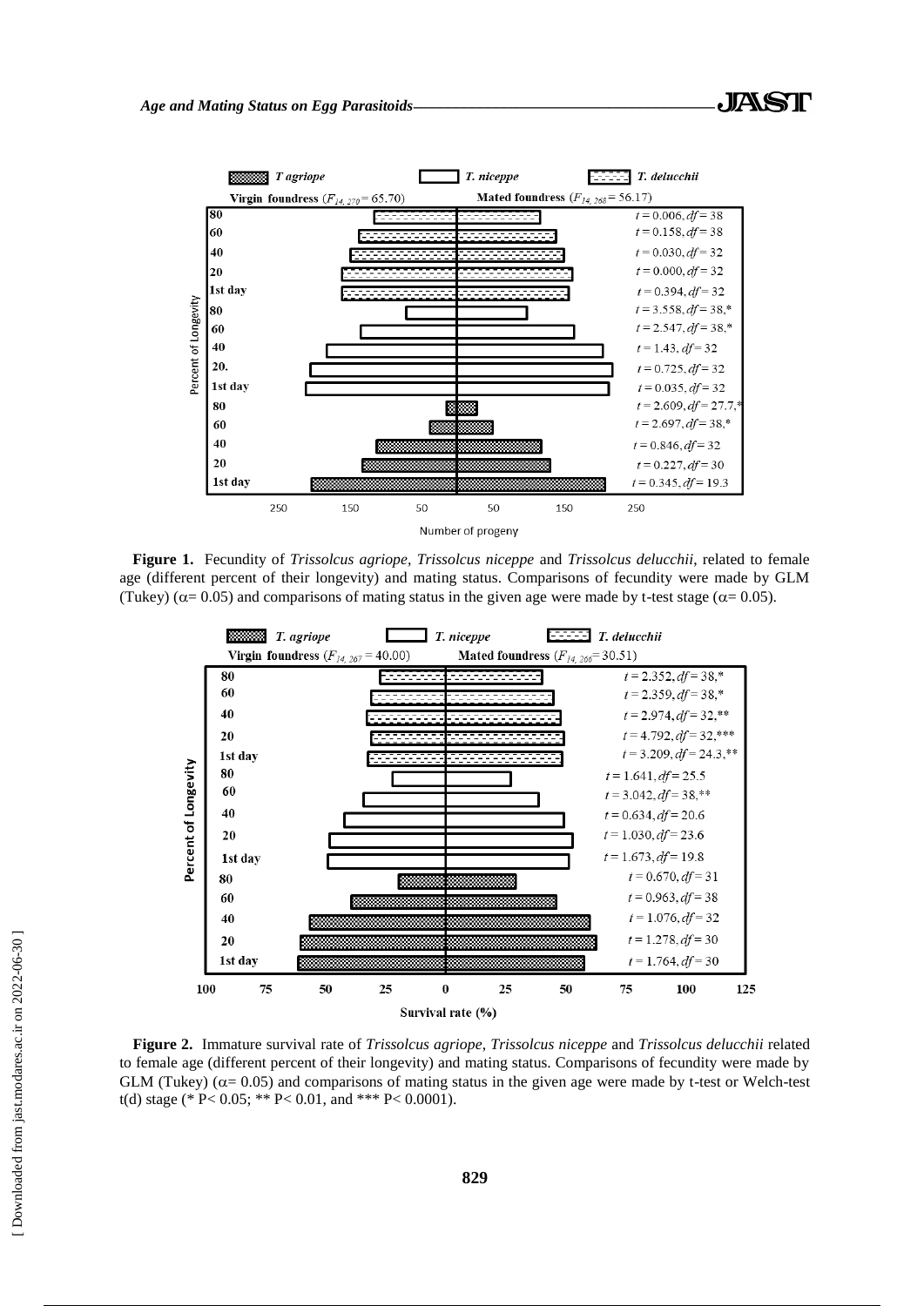**Figure 1.** Fecundity of *Trissolcus agriope, Trissolcus niceppe* and *Trissolcus delucchii,* related to female age (different percent of their longevity) and mating status. Comparisons of fecundity were made by GLM (Tukey) ($\alpha$= 0.05) and comparisons of mating status in the given age were made by t-test stage ($\alpha$= 0.05).

**Figure 2.** Immature survival rate of *Trissolcus agriope*, *Trissolcus niceppe* and *Trissolcus delucchii* related to female age (different percent of their longevity) and mating status. Comparisons of fecundity were made by GLM (Tukey) ($\alpha$= 0.05) and comparisons of mating status in the given age were made by t-test or Welch-test t(d) stage (* $P< 0.05$; ** $P< 0.01$, and *** $P< 0.0001$).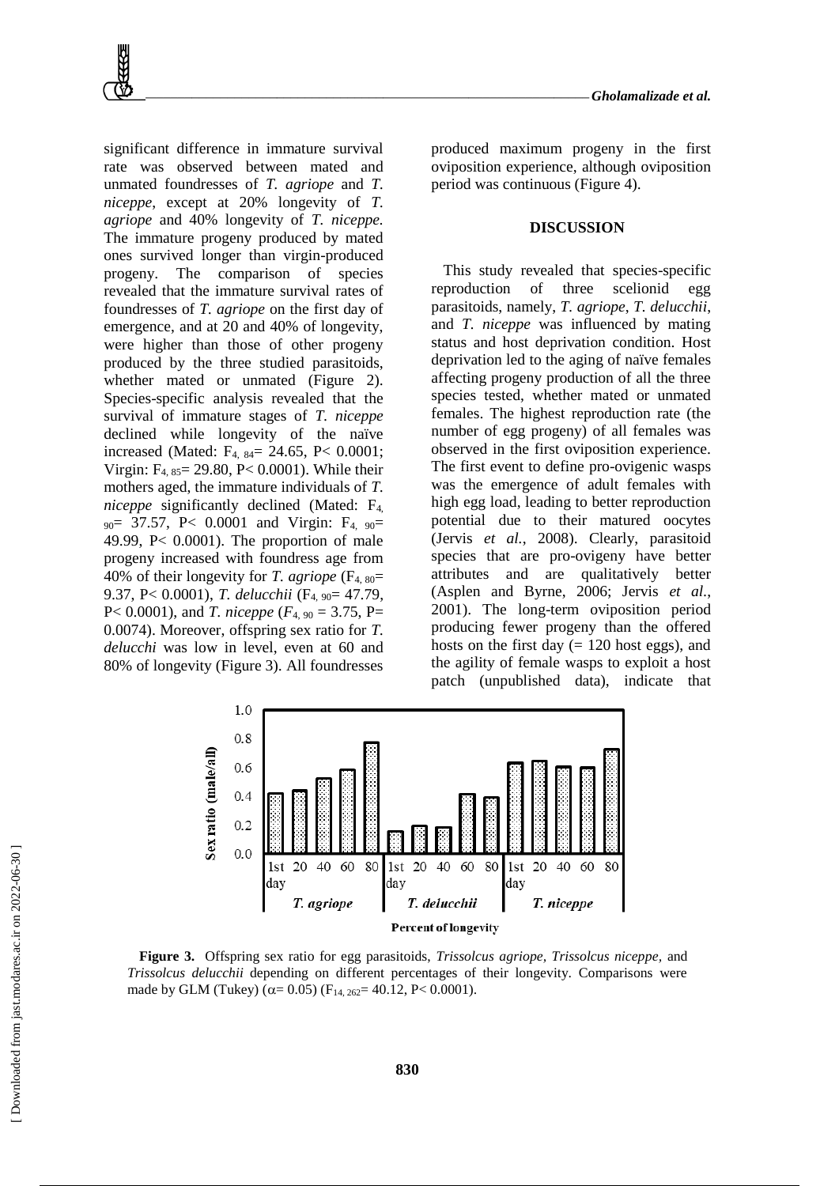significant difference in immature survival rate was observed between mated and unmated foundresses of *T. agriope* and *T. niceppe*, except at 20% longevity of *T. agriope* and 40% longevity of *T. niceppe.* The immature progeny produced by mated ones survived longer than virgin-produced progeny. The comparison of species revealed that the immature survival rates of foundresses of *T. agriope* on the first day of emergence, and at 20 and 40% of longevity, were higher than those of other progeny produced by the three studied parasitoids, whether mated or unmated (Figure 2). Species-specific analysis revealed that the survival of immature stages of *T. niceppe* declined while longevity of the naïve increased (Mated: $F_{4, 84}$= 24.65, P< 0.0001; Virgin: $F_{4, 85}$= 29.80, P< 0.0001). While their mothers aged, the immature individuals of *T. niceppe* significantly declined (Mated: $F_{4, 90}$= 37.57, P< 0.0001 and Virgin: $F_{4, 90}$= 49.99, P< 0.0001). The proportion of male progeny increased with foundress age from 40% of their longevity for *T. agriope* ($F_{4, 80}$= 9.37, P< 0.0001), *T. delucchii* ($F_{4, 90}$= 47.79, P< 0.0001), and *T. niceppe* ($F_{4, 90}$ = 3.75, P= 0.0074). Moreover, offspring sex ratio for *T. delucchi* was low in level, even at 60 and 80% of longevity (Figure 3). All foundresses produced maximum progeny in the first oviposition experience, although oviposition period was continuous (Figure 4).

## DISCUSSION

This study revealed that species-specific reproduction of three scelionid egg parasitoids, namely, *T. agriope*, *T. delucchii*, and *T. niceppe* was influenced by mating status and host deprivation condition. Host deprivation led to the aging of naïve females affecting progeny production of all the three species tested, whether mated or unmated females. The highest reproduction rate (the number of egg progeny) of all females was observed in the first oviposition experience. The first event to define pro-ovigenic wasps was the emergence of adult females with high egg load, leading to better reproduction potential due to their matured oocytes (Jervis *et al.*, 2008). Clearly, parasitoid species that are pro-ovigeny have better attributes and are qualitatively better (Asplen and Byrne, 2006; Jervis *et al*., 2001). The long-term oviposition period producing fewer progeny than the offered hosts on the first day (= 120 host eggs), and the agility of female wasps to exploit a host patch (unpublished data), indicate that

**Figure 3.** Offspring sex ratio for egg parasitoids, *Trissolcus agriope*, *Trissolcus niceppe*, and *Trissolcus delucchii* depending on different percentages of their longevity. Comparisons were made by GLM (Tukey) ($\alpha$= 0.05) ($F_{14, 262}$= 40.12, P< 0.0001).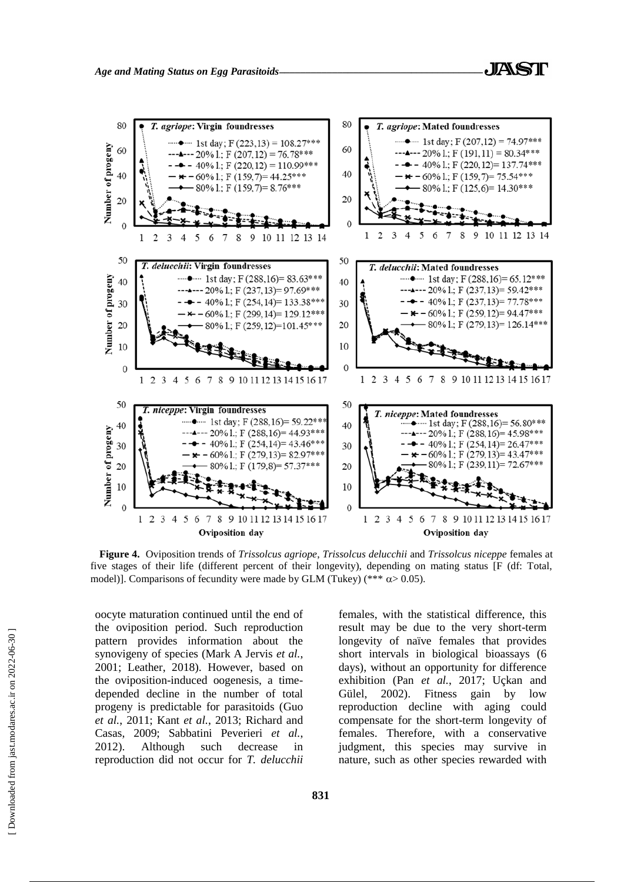**Figure 4.** Oviposition trends of *Trissolcus agriope*, *Trissolcus delucchii* and *Trissolcus niceppe* females at five stages of their life (different percent of their longevity), depending on mating status [F (df: Total, model)]. Comparisons of fecundity were made by GLM (Tukey) (*** $\alpha > 0.05$).

oocyte maturation continued until the end of the oviposition period. Such reproduction pattern provides information about the synovigeny of species (Mark A Jervis *et al.*, 2001; Leather, 2018). However, based on the oviposition-induced oogenesis, a time-depended decline in the number of total progeny is predictable for parasitoids (Guo *et al.*, 2011; Kant *et al.*, 2013; Richard and Casas, 2009; Sabbatini Peverieri *et al.*, 2012). Although such decrease in reproduction did not occur for *T. delucchii* females, with the statistical difference, this result may be due to the very short-term longevity of naïve females that provides short intervals in biological bioassays (6 days), without an opportunity for difference exhibition (Pan *et al.*, 2017; Uçkan and Gülel, 2002). Fitness gain by low reproduction decline with aging could compensate for the short-term longevity of females. Therefore, with a conservative judgment, this species may survive in nature, such as other species rewarded with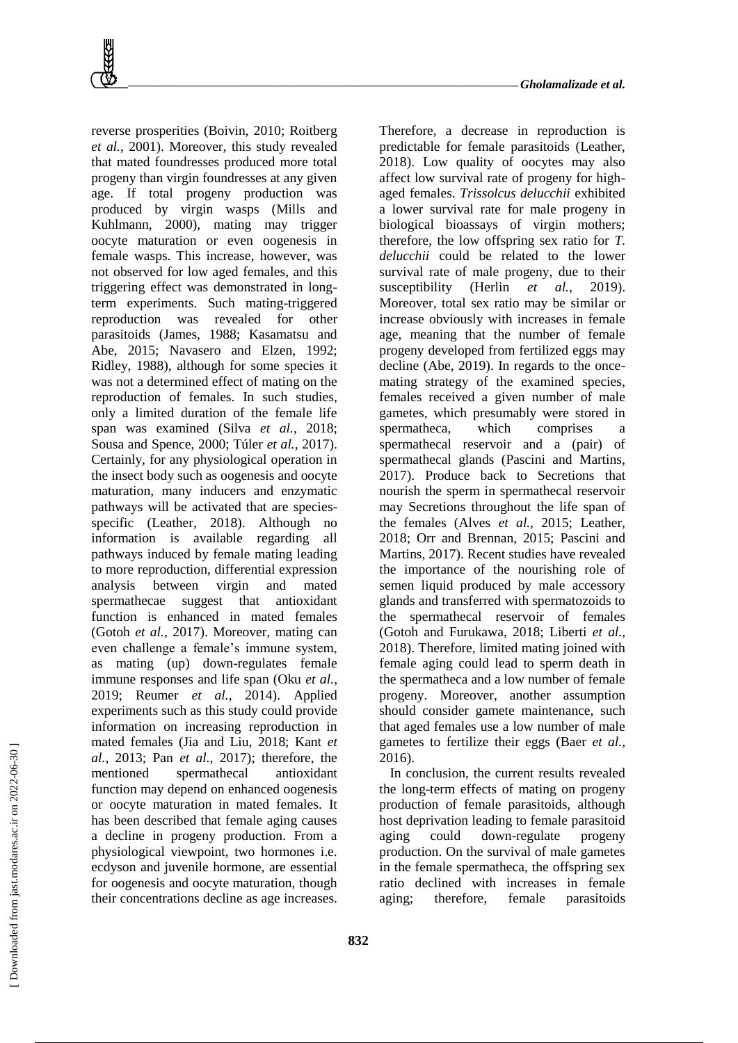reverse prosperities (Boivin, 2010; Roitberg *et al.*, 2001). Moreover, this study revealed that mated foundresses produced more total progeny than virgin foundresses at any given age. If total progeny production was produced by virgin wasps (Mills and Kuhlmann, 2000), mating may trigger oocyte maturation or even oogenesis in female wasps. This increase, however, was not observed for low aged females, and this triggering effect was demonstrated in long-term experiments. Such mating-triggered reproduction was revealed for other parasitoids (James, 1988; Kasamatsu and Abe, 2015; Navasero and Elzen, 1992; Ridley, 1988), although for some species it was not a determined effect of mating on the reproduction of females. In such studies, only a limited duration of the female life span was examined (Silva *et al.*, 2018; Sousa and Spence, 2000; Túler *et al.*, 2017). Certainly, for any physiological operation in the insect body such as oogenesis and oocyte maturation, many inducers and enzymatic pathways will be activated that are species-specific (Leather, 2018). Although no information is available regarding all pathways induced by female mating leading to more reproduction, differential expression analysis between virgin and mated spermathecae suggest that antioxidant function is enhanced in mated females (Gotoh *et al.*, 2017). Moreover, mating can even challenge a female's immune system, as mating (up) down-regulates female immune responses and life span (Oku *et al.*, 2019; Reumer *et al.*, 2014). Applied experiments such as this study could provide information on increasing reproduction in mated females (Jia and Liu, 2018; Kant *et al.*, 2013; Pan *et al.*, 2017); therefore, the mentioned spermathecal antioxidant function may depend on enhanced oogenesis or oocyte maturation in mated females. It has been described that female aging causes a decline in progeny production. From a physiological viewpoint, two hormones i.e. ecdyson and juvenile hormone, are essential for oogenesis and oocyte maturation, though their concentrations decline as age increases. Therefore, a decrease in reproduction is predictable for female parasitoids (Leather, 2018). Low quality of oocytes may also affect low survival rate of progeny for high-aged females. *Trissolcus delucchii* exhibited a lower survival rate for male progeny in biological bioassays of virgin mothers; therefore, the low offspring sex ratio for *T. delucchii* could be related to the lower survival rate of male progeny, due to their susceptibility (Herlin *et al.*, 2019). Moreover, total sex ratio may be similar or increase obviously with increases in female age, meaning that the number of female progeny developed from fertilized eggs may decline (Abe, 2019). In regards to the once-mating strategy of the examined species, females received a given number of male gametes, which presumably were stored in spermatheca, which comprises a spermathecal reservoir and a (pair) of spermathecal glands (Pascini and Martins, 2017). Produce back to Secretions that nourish the sperm in spermathecal reservoir may Secretions throughout the life span of the females (Alves *et al.*, 2015; Leather, 2018; Orr and Brennan, 2015; Pascini and Martins, 2017). Recent studies have revealed the importance of the nourishing role of semen liquid produced by male accessory glands and transferred with spermatozoids to the spermathecal reservoir of females (Gotoh and Furukawa, 2018; Liberti *et al.*, 2018). Therefore, limited mating joined with female aging could lead to sperm death in the spermatheca and a low number of female progeny. Moreover, another assumption should consider gamete maintenance, such that aged females use a low number of male gametes to fertilize their eggs (Baer *et al.*, 2016).

In conclusion, the current results revealed the long-term effects of mating on progeny production of female parasitoids, although host deprivation leading to female parasitoid aging could down-regulate progeny production. On the survival of male gametes in the female spermatheca, the offspring sex ratio declined with increases in female aging; therefore, female parasitoids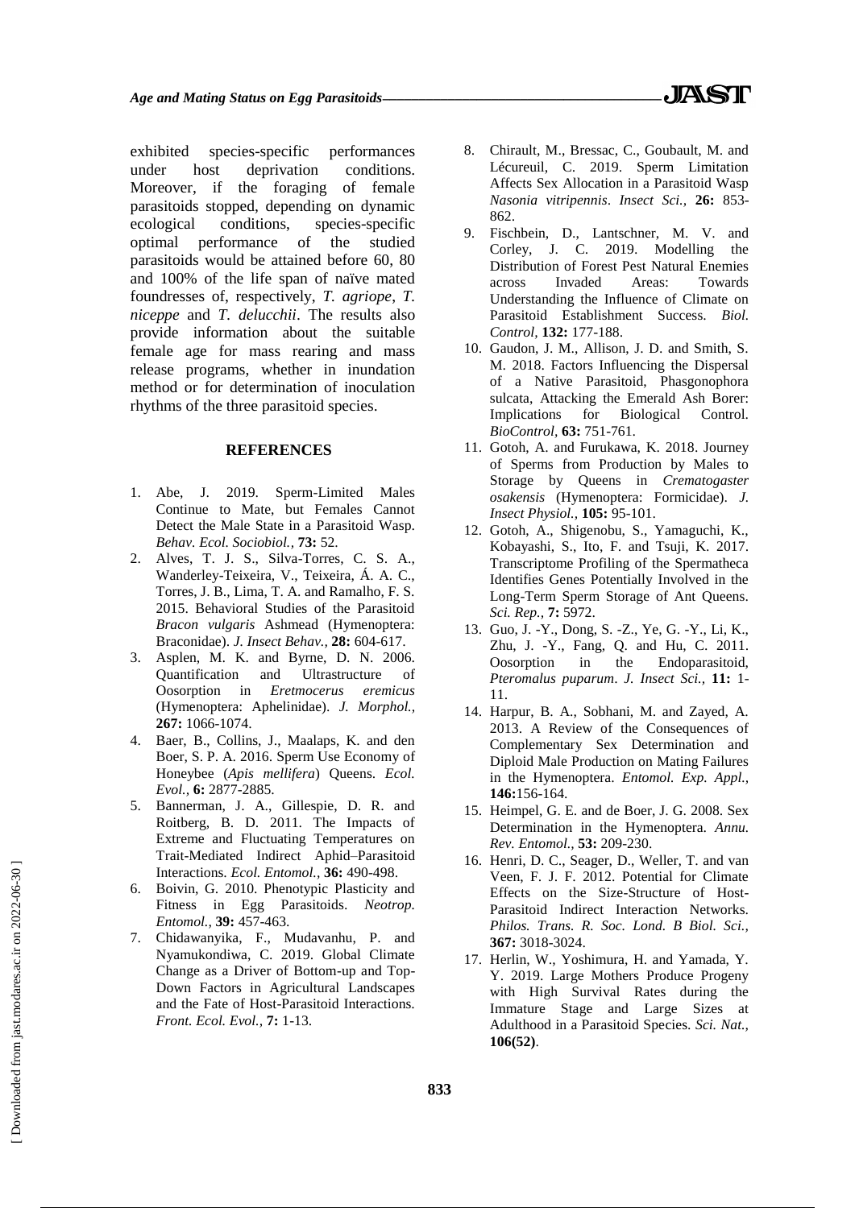exhibited species-specific performances under host deprivation conditions. Moreover, if the foraging of female parasitoids stopped, depending on dynamic ecological conditions, species-specific optimal performance of the studied parasitoids would be attained before 60, 80 and 100% of the life span of naïve mated foundresses of, respectively, *T. agriope*, *T. niceppe* and *T. delucchii*. The results also provide information about the suitable female age for mass rearing and mass release programs, whether in inundation method or for determination of inoculation rhythms of the three parasitoid species.

## REFERENCES

1. Abe, J. 2019. Sperm-Limited Males Continue to Mate, but Females Cannot Detect the Male State in a Parasitoid Wasp. *Behav. Ecol. Sociobiol.,* **73:** 52.
2. Alves, T. J. S., Silva-Torres, C. S. A., Wanderley-Teixeira, V., Teixeira, Á. A. C., Torres, J. B., Lima, T. A. and Ramalho, F. S. 2015. Behavioral Studies of the Parasitoid *Bracon vulgaris* Ashmead (Hymenoptera: Braconidae). *J. Insect Behav.,* **28:** 604-617.
3. Asplen, M. K. and Byrne, D. N. 2006. Quantification and Ultrastructure of Oosorption in *Eretmocerus eremicus* (Hymenoptera: Aphelinidae). *J. Morphol.,* **267:** 1066-1074.
4. Baer, B., Collins, J., Maalaps, K. and den Boer, S. P. A. 2016. Sperm Use Economy of Honeybee (*Apis mellifera*) Queens. *Ecol. Evol.,* **6:** 2877-2885.
5. Bannerman, J. A., Gillespie, D. R. and Roitberg, B. D. 2011. The Impacts of Extreme and Fluctuating Temperatures on Trait-Mediated Indirect Aphid–Parasitoid Interactions. *Ecol. Entomol.,* **36:** 490-498.
6. Boivin, G. 2010. Phenotypic Plasticity and Fitness in Egg Parasitoids. *Neotrop. Entomol.,* **39:** 457-463.
7. Chidawanyika, F., Mudavanhu, P. and Nyamukondiwa, C. 2019. Global Climate Change as a Driver of Bottom-up and Top-Down Factors in Agricultural Landscapes and the Fate of Host-Parasitoid Interactions. *Front. Ecol. Evol.,* **7:** 1-13.
8. Chirault, M., Bressac, C., Goubault, M. and Lécureuil, C. 2019. Sperm Limitation Affects Sex Allocation in a Parasitoid Wasp *Nasonia vitripennis*. *Insect Sci.,* **26:** 853-862.
9. Fischbein, D., Lantschner, M. V. and Corley, J. C. 2019. Modelling the Distribution of Forest Pest Natural Enemies across Invaded Areas: Towards Understanding the Influence of Climate on Parasitoid Establishment Success. *Biol. Control,* **132:** 177-188.
10. Gaudon, J. M., Allison, J. D. and Smith, S. M. 2018. Factors Influencing the Dispersal of a Native Parasitoid, Phasgonophora sulcata, Attacking the Emerald Ash Borer: Implications for Biological Control. *BioControl,* **63:** 751-761.
11. Gotoh, A. and Furukawa, K. 2018. Journey of Sperms from Production by Males to Storage by Queens in *Crematogaster osakensis* (Hymenoptera: Formicidae). *J. Insect Physiol.,* **105:** 95-101.
12. Gotoh, A., Shigenobu, S., Yamaguchi, K., Kobayashi, S., Ito, F. and Tsuji, K. 2017. Transcriptome Profiling of the Spermatheca Identifies Genes Potentially Involved in the Long-Term Sperm Storage of Ant Queens. *Sci. Rep.,* **7:** 5972.
13. Guo, J. -Y., Dong, S. -Z., Ye, G. -Y., Li, K., Zhu, J. -Y., Fang, Q. and Hu, C. 2011. Oosorption in the Endoparasitoid, *Pteromalus puparum*. *J. Insect Sci.,* **11:** 1-11.
14. Harpur, B. A., Sobhani, M. and Zayed, A. 2013. A Review of the Consequences of Complementary Sex Determination and Diploid Male Production on Mating Failures in the Hymenoptera. *Entomol. Exp. Appl.,* **146:**156-164.
15. Heimpel, G. E. and de Boer, J. G. 2008. Sex Determination in the Hymenoptera. *Annu. Rev. Entomol.,* **53:** 209-230.
16. Henri, D. C., Seager, D., Weller, T. and van Veen, F. J. F. 2012. Potential for Climate Effects on the Size-Structure of Host-Parasitoid Indirect Interaction Networks. *Philos. Trans. R. Soc. Lond. B Biol. Sci.,* **367:** 3018-3024.
17. Herlin, W., Yoshimura, H. and Yamada, Y. Y. 2019. Large Mothers Produce Progeny with High Survival Rates during the Immature Stage and Large Sizes at Adulthood in a Parasitoid Species. *Sci. Nat.,* **106(52)**.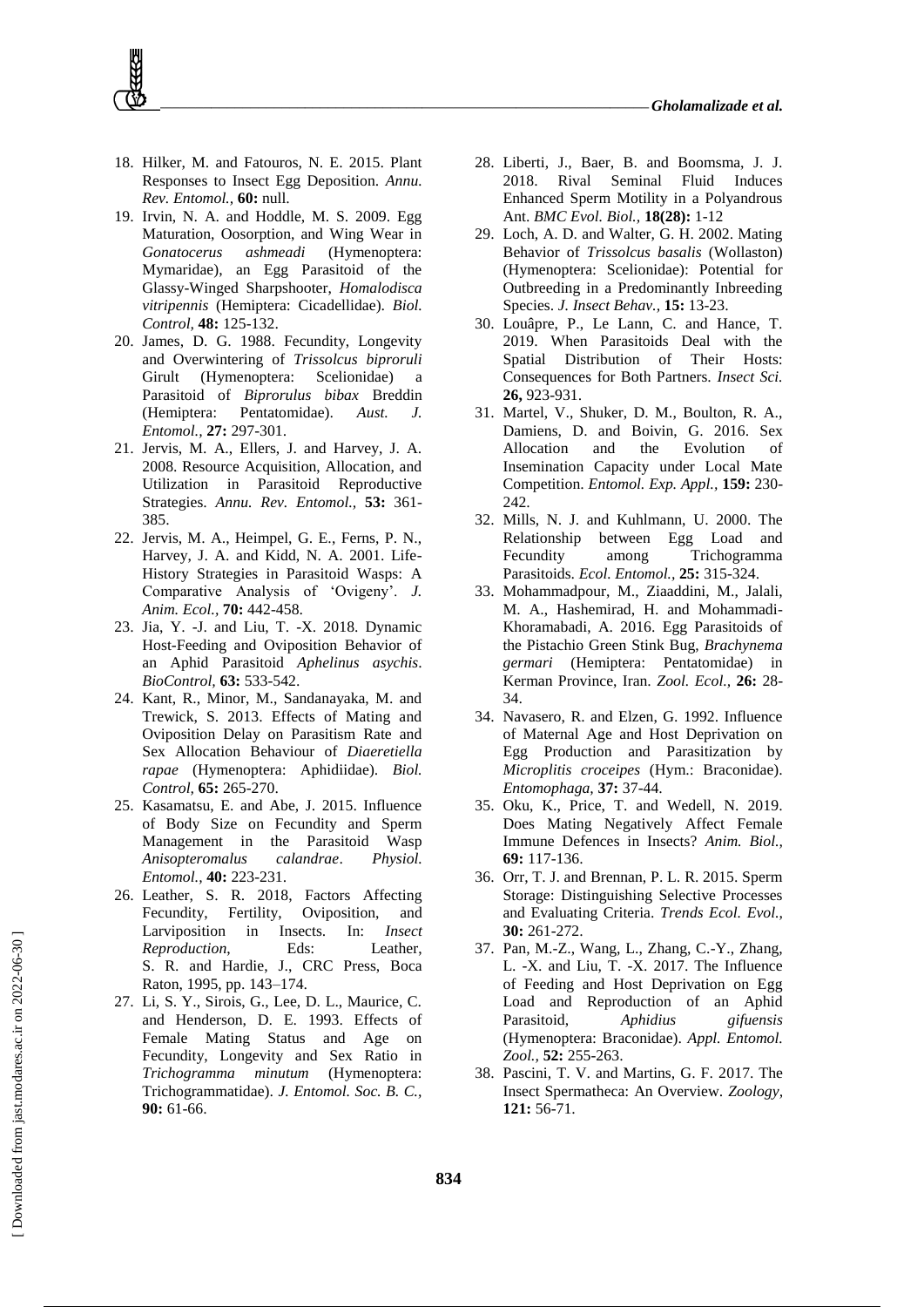18. Hilker, M. and Fatouros, N. E. 2015. Plant Responses to Insect Egg Deposition. *Annu. Rev. Entomol.,* **60:** null.
19. Irvin, N. A. and Hoddle, M. S. 2009. Egg Maturation, Oosorption, and Wing Wear in *Gonatocerus ashmeadi* (Hymenoptera: Mymaridae), an Egg Parasitoid of the Glassy-Winged Sharpshooter, *Homalodisca vitripennis* (Hemiptera: Cicadellidae). *Biol. Control,* **48:** 125-132.
20. James, D. G. 1988. Fecundity, Longevity and Overwintering of *Trissolcus biproruli* Girult (Hymenoptera: Scelionidae) a Parasitoid of *Biprorulus bibax* Breddin (Hemiptera: Pentatomidae). *Aust. J. Entomol.,* **27:** 297-301.
21. Jervis, M. A., Ellers, J. and Harvey, J. A. 2008. Resource Acquisition, Allocation, and Utilization in Parasitoid Reproductive Strategies. *Annu. Rev. Entomol.,* **53:** 361-385.
22. Jervis, M. A., Heimpel, G. E., Ferns, P. N., Harvey, J. A. and Kidd, N. A. 2001. Life-History Strategies in Parasitoid Wasps: A Comparative Analysis of 'Ovigeny'. *J. Anim. Ecol.,* **70:** 442-458.
23. Jia, Y. -J. and Liu, T. -X. 2018. Dynamic Host-Feeding and Oviposition Behavior of an Aphid Parasitoid *Aphelinus asychis*. *BioControl,* **63:** 533-542.
24. Kant, R., Minor, M., Sandanayaka, M. and Trewick, S. 2013. Effects of Mating and Oviposition Delay on Parasitism Rate and Sex Allocation Behaviour of *Diaeretiella rapae* (Hymenoptera: Aphidiidae). *Biol. Control,* **65:** 265-270.
25. Kasamatsu, E. and Abe, J. 2015. Influence of Body Size on Fecundity and Sperm Management in the Parasitoid Wasp *Anisopteromalus calandrae*. *Physiol. Entomol.,* **40:** 223-231.
26. Leather, S. R. 2018, Factors Affecting Fecundity, Fertility, Oviposition, and Larviposition in Insects. In: *Insect Reproduction*, Eds: Leather, S. R. and Hardie, J., CRC Press, Boca Raton, 1995, pp. 143–174.
27. Li, S. Y., Sirois, G., Lee, D. L., Maurice, C. and Henderson, D. E. 1993. Effects of Female Mating Status and Age on Fecundity, Longevity and Sex Ratio in *Trichogramma minutum* (Hymenoptera: Trichogrammatidae). *J. Entomol. Soc. B. C.,* **90:** 61-66.
28. Liberti, J., Baer, B. and Boomsma, J. J. 2018. Rival Seminal Fluid Induces Enhanced Sperm Motility in a Polyandrous Ant. *BMC Evol. Biol.,* **18(28):** 1-12
29. Loch, A. D. and Walter, G. H. 2002. Mating Behavior of *Trissolcus basalis* (Wollaston) (Hymenoptera: Scelionidae): Potential for Outbreeding in a Predominantly Inbreeding Species. *J. Insect Behav.,* **15:** 13-23.
30. Louâpre, P., Le Lann, C. and Hance, T. 2019. When Parasitoids Deal with the Spatial Distribution of Their Hosts: Consequences for Both Partners. *Insect Sci.* **26,** 923-931.
31. Martel, V., Shuker, D. M., Boulton, R. A., Damiens, D. and Boivin, G. 2016. Sex Allocation and the Evolution of Insemination Capacity under Local Mate Competition. *Entomol. Exp. Appl.,* **159:** 230-242.
32. Mills, N. J. and Kuhlmann, U. 2000. The Relationship between Egg Load and Fecundity among Trichogramma Parasitoids. *Ecol. Entomol.,* **25:** 315-324.
33. Mohammadpour, M., Ziaaddini, M., Jalali, M. A., Hashemirad, H. and Mohammadi-Khoramabadi, A. 2016. Egg Parasitoids of the Pistachio Green Stink Bug, *Brachynema germari* (Hemiptera: Pentatomidae) in Kerman Province, Iran. *Zool. Ecol.,* **26:** 28-34.
34. Navasero, R. and Elzen, G. 1992. Influence of Maternal Age and Host Deprivation on Egg Production and Parasitization by *Microplitis croceipes* (Hym.: Braconidae). *Entomophaga,* **37:** 37-44.
35. Oku, K., Price, T. and Wedell, N. 2019. Does Mating Negatively Affect Female Immune Defences in Insects? *Anim. Biol.,* **69:** 117-136.
36. Orr, T. J. and Brennan, P. L. R. 2015. Sperm Storage: Distinguishing Selective Processes and Evaluating Criteria. *Trends Ecol. Evol.,* **30:** 261-272.
37. Pan, M.-Z., Wang, L., Zhang, C.-Y., Zhang, L. -X. and Liu, T. -X. 2017. The Influence of Feeding and Host Deprivation on Egg Load and Reproduction of an Aphid Parasitoid, *Aphidius gifuensis* (Hymenoptera: Braconidae). *Appl. Entomol. Zool.,* **52:** 255-263.
38. Pascini, T. V. and Martins, G. F. 2017. The Insect Spermatheca: An Overview. *Zoology,* **121:** 56-71.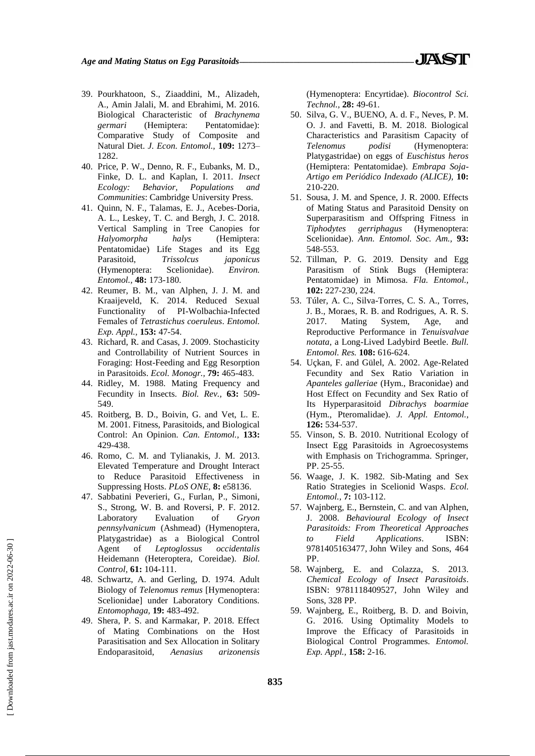39. Pourkhatoon, S., Ziaaddini, M., Alizadeh, A., Amin Jalali, M. and Ebrahimi, M. 2016. Biological Characteristic of *Brachynema germari* (Hemiptera: Pentatomidae): Comparative Study of Composite and Natural Diet. *J. Econ. Entomol.,* **109:** 1273–1282.
40. Price, P. W., Denno, R. F., Eubanks, M. D., Finke, D. L. and Kaplan, I. 2011. *Insect Ecology: Behavior, Populations and Communities*: Cambridge University Press.
41. Quinn, N. F., Talamas, E. J., Acebes-Doria, A. L., Leskey, T. C. and Bergh, J. C. 2018. Vertical Sampling in Tree Canopies for *Halyomorpha halys* (Hemiptera: Pentatomidae) Life Stages and its Egg Parasitoid, *Trissolcus japonicus* (Hymenoptera: Scelionidae). *Environ. Entomol.,* **48:** 173-180.
42. Reumer, B. M., van Alphen, J. J. M. and Kraaijeveld, K. 2014. Reduced Sexual Functionality of PI-Wolbachia-Infected Females of *Tetrastichus coeruleus*. *Entomol. Exp. Appl.,* **153:** 47-54.
43. Richard, R. and Casas, J. 2009. Stochasticity and Controllability of Nutrient Sources in Foraging: Host-Feeding and Egg Resorption in Parasitoids. *Ecol. Monogr.,* **79:** 465-483.
44. Ridley, M. 1988. Mating Frequency and Fecundity in Insects. *Biol. Rev.,* **63:** 509-549.
45. Roitberg, B. D., Boivin, G. and Vet, L. E. M. 2001. Fitness, Parasitoids, and Biological Control: An Opinion. *Can. Entomol.,* **133:** 429-438.
46. Romo, C. M. and Tylianakis, J. M. 2013. Elevated Temperature and Drought Interact to Reduce Parasitoid Effectiveness in Suppressing Hosts. *PLoS ONE,* **8:** e58136.
47. Sabbatini Peverieri, G., Furlan, P., Simoni, S., Strong, W. B. and Roversi, P. F. 2012. Laboratory Evaluation of *Gryon pennsylvanicum* (Ashmead) (Hymenoptera, Platygastridae) as a Biological Control Agent of *Leptoglossus occidentalis* Heidemann (Heteroptera, Coreidae). *Biol. Control,* **61:** 104-111.
48. Schwartz, A. and Gerling, D. 1974. Adult Biology of *Telenomus remus* [Hymenoptera: Scelionidae] under Laboratory Conditions. *Entomophaga,* **19:** 483-492.
49. Shera, P. S. and Karmakar, P. 2018. Effect of Mating Combinations on the Host Parasitisation and Sex Allocation in Solitary Endoparasitoid, *Aenasius arizonensis* (Hymenoptera: Encyrtidae). *Biocontrol Sci. Technol.,* **28:** 49-61.
50. Silva, G. V., BUENO, A. d. F., Neves, P. M. O. J. and Favetti, B. M. 2018. Biological Characteristics and Parasitism Capacity of *Telenomus podisi* (Hymenoptera: Platygastridae) on eggs of *Euschistus heros* (Hemiptera: Pentatomidae). *Embrapa Soja-Artigo em Periódico Indexado (ALICE),* **10:** 210-220.
51. Sousa, J. M. and Spence, J. R. 2000. Effects of Mating Status and Parasitoid Density on Superparasitism and Offspring Fitness in *Tiphodytes gerriphagus* (Hymenoptera: Scelionidae). *Ann. Entomol. Soc. Am.,* **93:** 548-553.
52. Tillman, P. G. 2019. Density and Egg Parasitism of Stink Bugs (Hemiptera: Pentatomidae) in Mimosa. *Fla. Entomol.,* **102:** 227-230, 224.
53. Túler, A. C., Silva-Torres, C. S. A., Torres, J. B., Moraes, R. B. and Rodrigues, A. R. S. 2017. Mating System, Age, and Reproductive Performance in *Tenuisvalvae notata*, a Long-Lived Ladybird Beetle. *Bull. Entomol. Res.* **108:** 616-624.
54. Uçkan, F. and Gülel, A. 2002. Age-Related Fecundity and Sex Ratio Variation in *Apanteles galleriae* (Hym., Braconidae) and Host Effect on Fecundity and Sex Ratio of Its Hyperparasitoid *Dibrachys boarmiae* (Hym., Pteromalidae). *J. Appl. Entomol.,* **126:** 534-537.
55. Vinson, S. B. 2010. Nutritional Ecology of Insect Egg Parasitoids in Agroecosystems with Emphasis on Trichogramma. Springer, PP. 25-55.
56. Waage, J. K. 1982. Sib-Mating and Sex Ratio Strategies in Scelionid Wasps. *Ecol. Entomol.,* **7:** 103-112.
57. Wajnberg, E., Bernstein, C. and van Alphen, J. 2008. *Behavioural Ecology of Insect Parasitoids: From Theoretical Approaches to Field Applications*. ISBN: 9781405163477, John Wiley and Sons, 464 PP.
58. Wajnberg, E. and Colazza, S. 2013. *Chemical Ecology of Insect Parasitoids*. ISBN: 9781118409527, John Wiley and Sons, 328 PP.
59. Wajnberg, E., Roitberg, B. D. and Boivin, G. 2016. Using Optimality Models to Improve the Efficacy of Parasitoids in Biological Control Programmes. *Entomol. Exp. Appl.,* **158:** 2-16.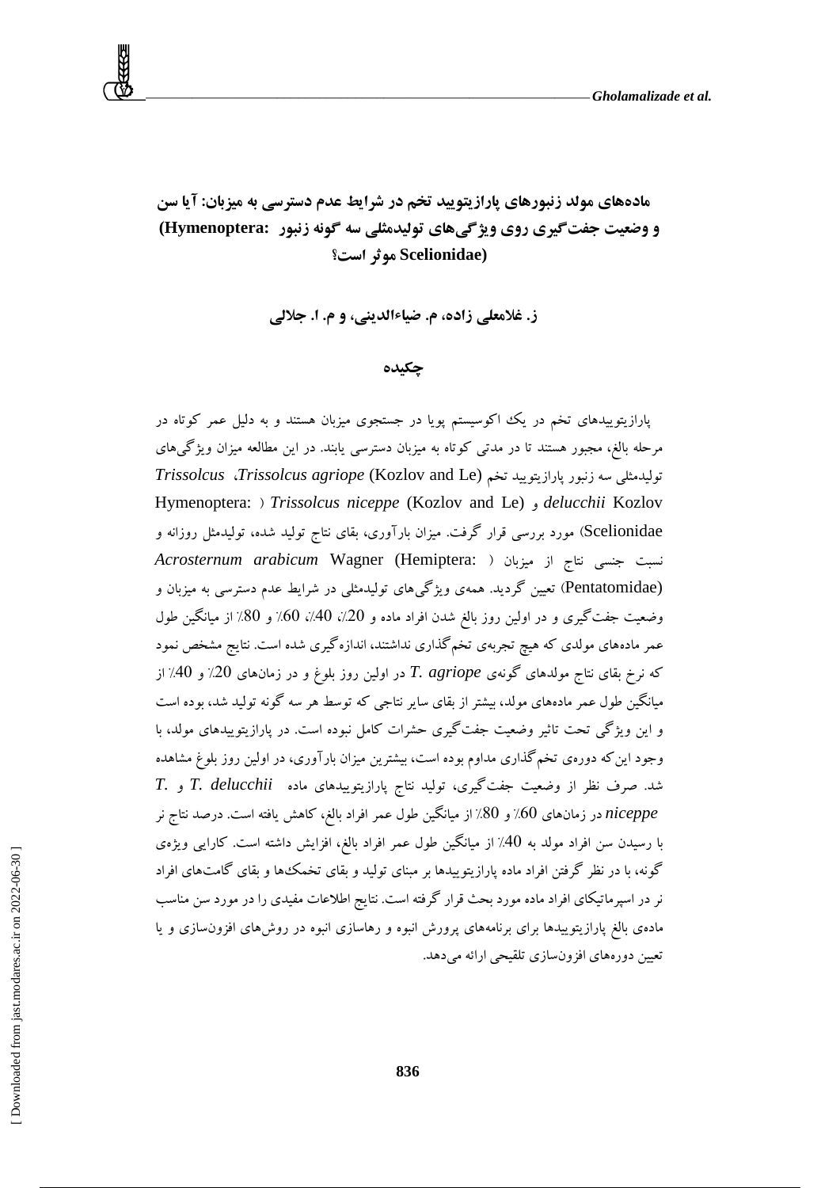# ماده‌های مولد زنبورهای پارازیتویید تخم در شرایط عدم دسترسی به میزبان: آیا سن و وضعیت جفت‌گیری روی ویژگی‌های تولیدمثلی سه گونه زنبور (Hymenoptera: Scelionidae) موثر است؟

**ز. غلامعلی زاده، م. ضیاءالدینی، و م. ا. جلالی**

## چکیده

پارازیتوییدهای تخم در یک اکوسیستم پویا در جستجوی میزبان هستند و به دلیل عمر کوتاه در مرحله بالغ، مجبور هستند تا در مدتی کوتاه به میزبان دسترسی یابند. در این مطالعه میزان ویژگی‌های تولیدمثلی سه زنبور پارازیتویید تخم *Trissolcus agriope* (Kozlov and Le)، *Trissolcus delucchii* Kozlov و *Trissolcus niceppe* (Kozlov and Le) (Hymenoptera: Scelionidae) مورد بررسی قرار گرفت. میزان بارآوری، بقای نتاج تولید شده، تولیدمثل روزانه و نسبت جنسی نتاج از میزبان *Acrosternum arabicum* Wagner (Hemiptera: Pentatomidae) تعیین گردید. همه‌ی ویژگی‌های تولیدمثلی در شرایط عدم دسترسی به میزبان و وضعیت جفت‌گیری و در اولین روز بالغ شدن افراد ماده و 20٪، 40٪، 60٪ و 80٪ از میانگین طول عمر ماده‌های مولدی که هیچ تجربه‌ی تخم‌گذاری نداشتند، اندازه‌گیری شده است. نتایج مشخص نمود که نرخ بقای نتاج مولدهای گونه‌ی *T. agriope* در اولین روز بلوغ و در زمان‌های 20٪ و 40٪ از میانگین طول عمر ماده‌های مولد، بیشتر از بقای سایر نتاجی که توسط هر سه گونه تولید شد، بوده است و این ویژگی تحت تاثیر وضعیت جفت‌گیری حشرات کامل نبوده است. در پارازیتوییدهای مولد، با وجود این‌که دوره‌ی تخم‌گذاری مداوم بوده است، بیشترین میزان بارآوری، در اولین روز بلوغ مشاهده شد. صرف نظر از وضعیت جفت‌گیری، تولید نتاج پارازیتوییدهای ماده *T. delucchii* و *T. niceppe* در زمان‌های 60٪ و 80٪ از میانگین طول عمر افراد بالغ، کاهش یافته است. درصد نتاج نر با رسیدن سن افراد مولد به 40٪ از میانگین طول عمر افراد بالغ، افزایش داشته است. کارایی ویژه‌ی گونه، با در نظر گرفتن افراد ماده پارازیتوییدها بر مبنای تولید و بقای تخمک‌ها و بقای گامت‌های افراد نر در اسپرماتیکای افراد ماده مورد بحث قرار گرفته است. نتایج اطلاعات مفیدی را در مورد سن مناسب ماده‌ی بالغ پارازیتوییدها برای برنامه‌های پرورش انبوه و رهاسازی انبوه در روش‌های افزون‌سازی و یا تعیین دوره‌های افزون‌سازی تلقیحی ارائه می‌دهد.